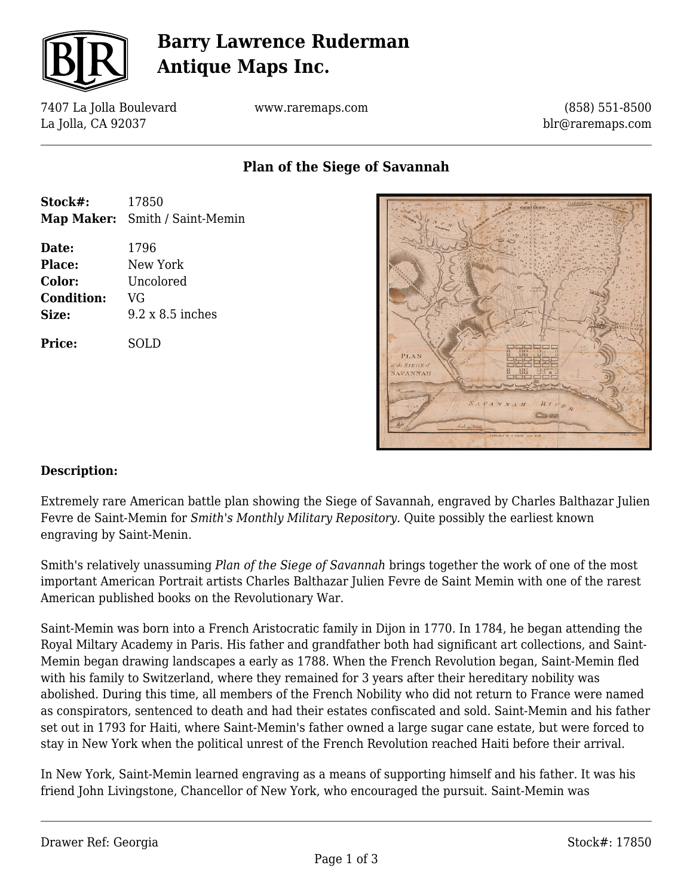# Barry Lawrence Ruderman Antique Maps Inc.

7407 La Jolla Boulevard
La Jolla, CA 92037

www.raremaps.com

(858) 551-8500
blr@raremaps.com

## Plan of the Siege of Savannah

| | |
|---|---|
| **Stock#:** | 17850 |
| **Map Maker:** | Smith / Saint-Memin |
| **Date:** | 1796 |
| **Place:** | New York |
| **Color:** | Uncolored |
| **Condition:** | VG |
| **Size:** | 9.2 x 8.5 inches |
| **Price:** | SOLD |

**Description:**

Extremely rare American battle plan showing the Siege of Savannah, engraved by Charles Balthazar Julien Fevre de Saint-Memin for *Smith's Monthly Military Repository.* Quite possibly the earliest known engraving by Saint-Menin.

Smith's relatively unassuming *Plan of the Siege of Savannah* brings together the work of one of the most important American Portrait artists Charles Balthazar Julien Fevre de Saint Memin with one of the rarest American published books on the Revolutionary War.

Saint-Memin was born into a French Aristocratic family in Dijon in 1770. In 1784, he began attending the Royal Miltary Academy in Paris. His father and grandfather both had significant art collections, and Saint-Memin began drawing landscapes a early as 1788. When the French Revolution began, Saint-Memin fled with his family to Switzerland, where they remained for 3 years after their hereditary nobility was abolished. During this time, all members of the French Nobility who did not return to France were named as conspirators, sentenced to death and had their estates confiscated and sold. Saint-Memin and his father set out in 1793 for Haiti, where Saint-Memin's father owned a large sugar cane estate, but were forced to stay in New York when the political unrest of the French Revolution reached Haiti before their arrival.

In New York, Saint-Memin learned engraving as a means of supporting himself and his father. It was his friend John Livingstone, Chancellor of New York, who encouraged the pursuit. Saint-Memin was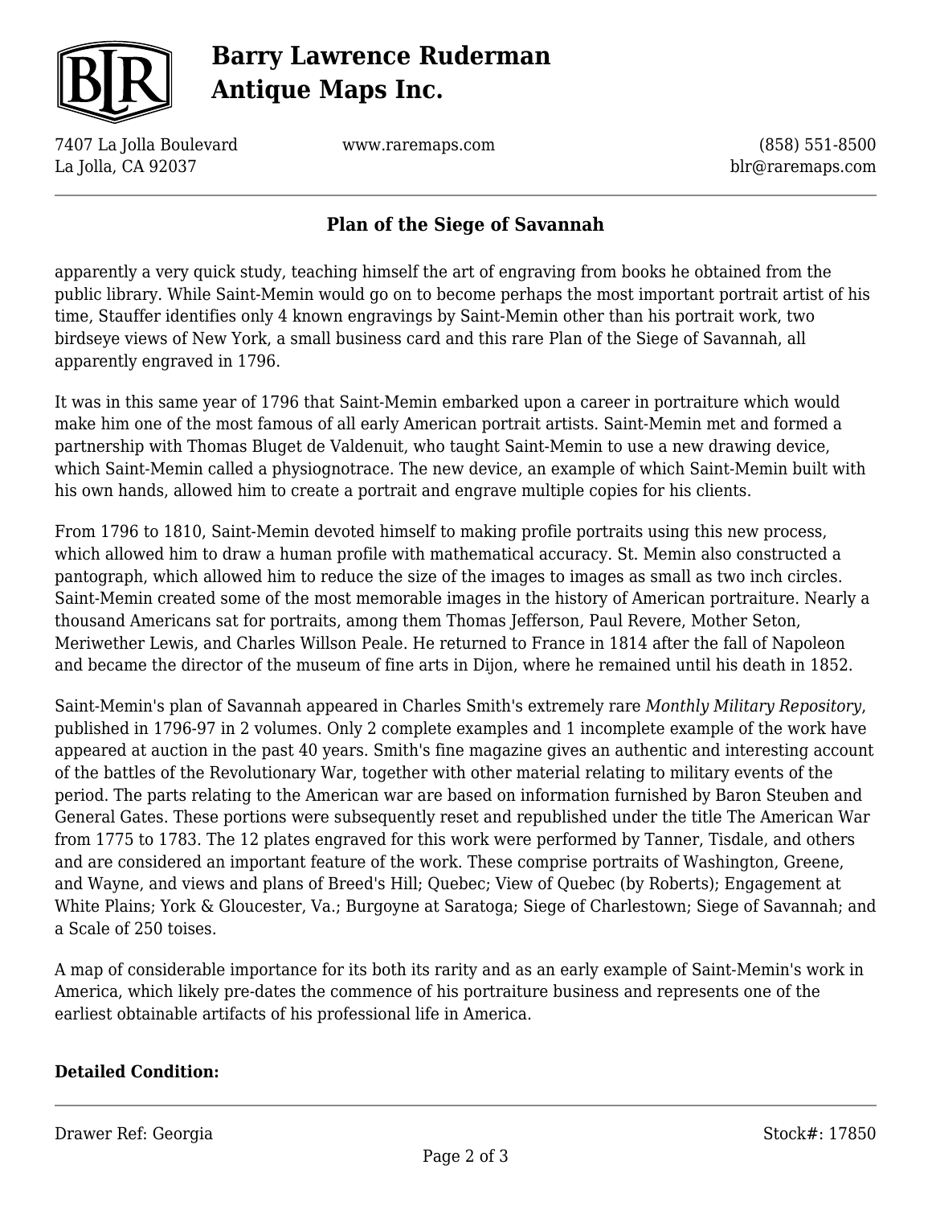apparently a very quick study, teaching himself the art of engraving from books he obtained from the public library. While Saint-Memin would go on to become perhaps the most important portrait artist of his time, Stauffer identifies only 4 known engravings by Saint-Memin other than his portrait work, two birdseye views of New York, a small business card and this rare Plan of the Siege of Savannah, all apparently engraved in 1796.

It was in this same year of 1796 that Saint-Memin embarked upon a career in portraiture which would make him one of the most famous of all early American portrait artists. Saint-Memin met and formed a partnership with Thomas Bluget de Valdenuit, who taught Saint-Memin to use a new drawing device, which Saint-Memin called a physiognotrace. The new device, an example of which Saint-Memin built with his own hands, allowed him to create a portrait and engrave multiple copies for his clients.

From 1796 to 1810, Saint-Memin devoted himself to making profile portraits using this new process, which allowed him to draw a human profile with mathematical accuracy. St. Memin also constructed a pantograph, which allowed him to reduce the size of the images to images as small as two inch circles. Saint-Memin created some of the most memorable images in the history of American portraiture. Nearly a thousand Americans sat for portraits, among them Thomas Jefferson, Paul Revere, Mother Seton, Meriwether Lewis, and Charles Willson Peale. He returned to France in 1814 after the fall of Napoleon and became the director of the museum of fine arts in Dijon, where he remained until his death in 1852.

Saint-Memin's plan of Savannah appeared in Charles Smith's extremely rare *Monthly Military Repository*, published in 1796-97 in 2 volumes. Only 2 complete examples and 1 incomplete example of the work have appeared at auction in the past 40 years. Smith's fine magazine gives an authentic and interesting account of the battles of the Revolutionary War, together with other material relating to military events of the period. The parts relating to the American war are based on information furnished by Baron Steuben and General Gates. These portions were subsequently reset and republished under the title The American War from 1775 to 1783. The 12 plates engraved for this work were performed by Tanner, Tisdale, and others and are considered an important feature of the work. These comprise portraits of Washington, Greene, and Wayne, and views and plans of Breed's Hill; Quebec; View of Quebec (by Roberts); Engagement at White Plains; York & Gloucester, Va.; Burgoyne at Saratoga; Siege of Charlestown; Siege of Savannah; and a Scale of 250 toises.

A map of considerable importance for its both its rarity and as an early example of Saint-Memin's work in America, which likely pre-dates the commence of his portraiture business and represents one of the earliest obtainable artifacts of his professional life in America.

**Detailed Condition:**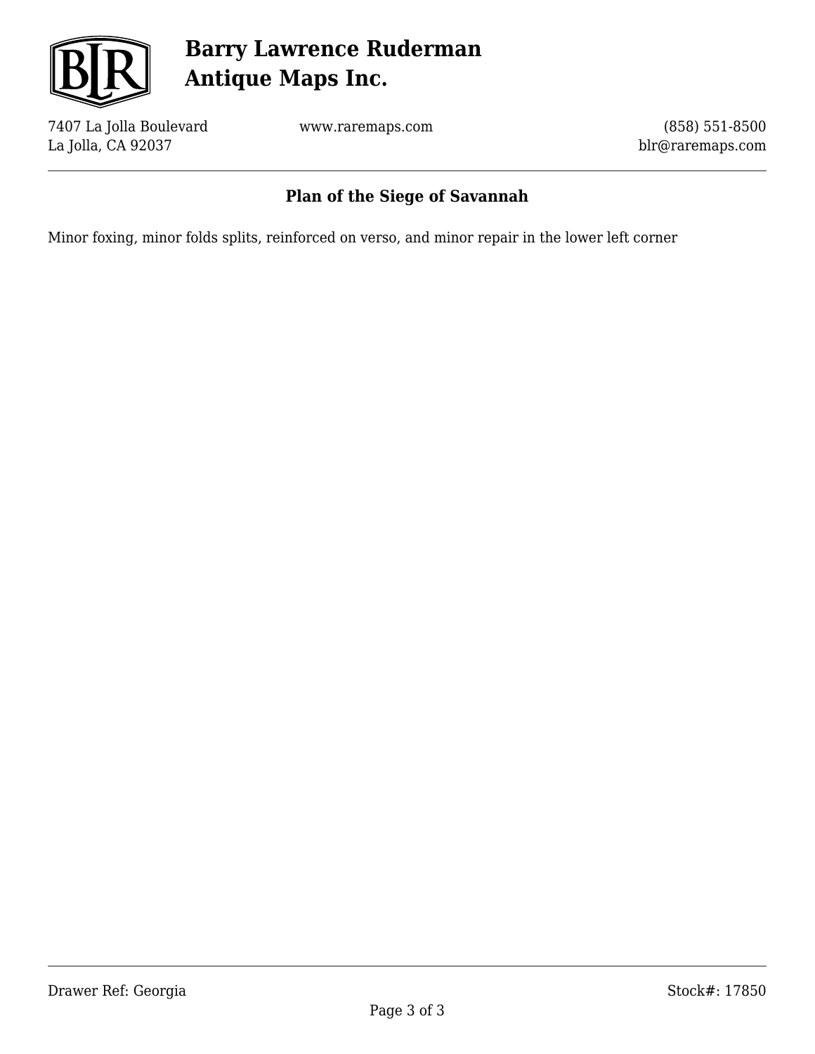## Plan of the Siege of Savannah

Minor foxing, minor folds splits, reinforced on verso, and minor repair in the lower left corner